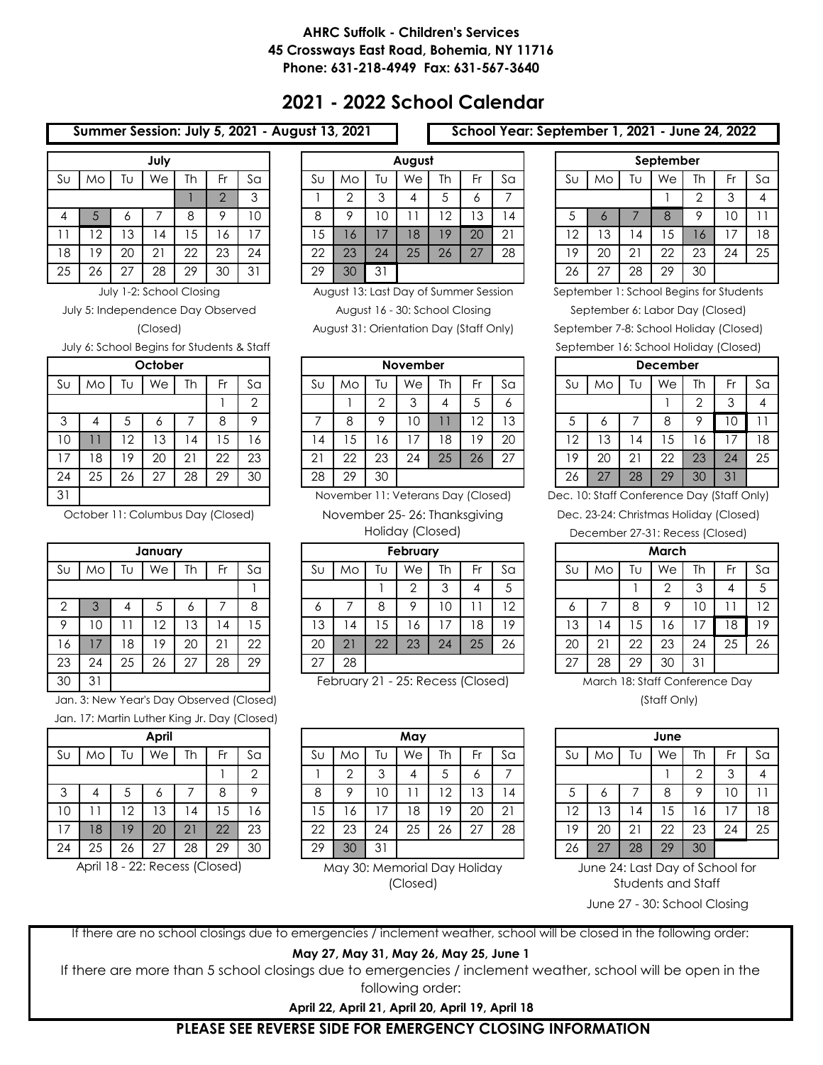**AHRC Suffolk - Children's Services**
**45 Crossways East Road, Bohemia, NY 11716**
**Phone: 631-218-4949 Fax: 631-567-3640**

# 2021 - 2022 School Calendar

**Summer Session: July 5, 2021 - August 13, 2021**

**School Year: September 1, 2021 - June 24, 2022**

### July

| Su | Mo | Tu | We | Th | Fr | Sa |
|---|---|---|---|---|---|---|
| | | | | 1 | 2 | 3 |
| 4 | 5 | 6 | 7 | 8 | 9 | 10 |
| 11 | 12 | 13 | 14 | 15 | 16 | 17 |
| 18 | 19 | 20 | 21 | 22 | 23 | 24 |
| 25 | 26 | 27 | 28 | 29 | 30 | 31 |

July 1-2: School Closing

July 5: Independence Day Observed (Closed)

July 6: School Begins for Students & Staff

### August

| Su | Mo | Tu | We | Th | Fr | Sa |
|---|---|---|---|---|---|---|
| 1 | 2 | 3 | 4 | 5 | 6 | 7 |
| 8 | 9 | 10 | 11 | 12 | 13 | 14 |
| 15 | 16 | 17 | 18 | 19 | 20 | 21 |
| 22 | 23 | 24 | 25 | 26 | 27 | 28 |
| 29 | 30 | 31 | | | | |

August 13: Last Day of Summer Session

August 16 - 30: School Closing

August 31: Orientation Day (Staff Only)

### September

| Su | Mo | Tu | We | Th | Fr | Sa |
|---|---|---|---|---|---|---|
| | | | 1 | 2 | 3 | 4 |
| 5 | 6 | 7 | 8 | 9 | 10 | 11 |
| 12 | 13 | 14 | 15 | 16 | 17 | 18 |
| 19 | 20 | 21 | 22 | 23 | 24 | 25 |
| 26 | 27 | 28 | 29 | 30 | | |

September 1: School Begins for Students

September 6: Labor Day (Closed)

September 7-8: School Holiday (Closed)

September 16: School Holiday (Closed)

### October

| Su | Mo | Tu | We | Th | Fr | Sa |
|---|---|---|---|---|---|---|
| | | | | | 1 | 2 |
| 3 | 4 | 5 | 6 | 7 | 8 | 9 |
| 10 | 11 | 12 | 13 | 14 | 15 | 16 |
| 17 | 18 | 19 | 20 | 21 | 22 | 23 |
| 24 | 25 | 26 | 27 | 28 | 29 | 30 |
| 31 | | | | | | |

October 11: Columbus Day (Closed)

### November

| Su | Mo | Tu | We | Th | Fr | Sa |
|---|---|---|---|---|---|---|
| | 1 | 2 | 3 | 4 | 5 | 6 |
| 7 | 8 | 9 | 10 | 11 | 12 | 13 |
| 14 | 15 | 16 | 17 | 18 | 19 | 20 |
| 21 | 22 | 23 | 24 | 25 | 26 | 27 |
| 28 | 29 | 30 | | | | |

November 11: Veterans Day (Closed)

November 25- 26: Thanksgiving Holiday (Closed)

### December

| Su | Mo | Tu | We | Th | Fr | Sa |
|---|---|---|---|---|---|---|
| | | | 1 | 2 | 3 | 4 |
| 5 | 6 | 7 | 8 | 9 | 10 | 11 |
| 12 | 13 | 14 | 15 | 16 | 17 | 18 |
| 19 | 20 | 21 | 22 | 23 | 24 | 25 |
| 26 | 27 | 28 | 29 | 30 | 31 | |

Dec. 10: Staff Conference Day (Staff Only)

Dec. 23-24: Christmas Holiday (Closed)

December 27-31: Recess (Closed)

### January

| Su | Mo | Tu | We | Th | Fr | Sa |
|---|---|---|---|---|---|---|
| | | | | | | 1 |
| 2 | 3 | 4 | 5 | 6 | 7 | 8 |
| 9 | 10 | 11 | 12 | 13 | 14 | 15 |
| 16 | 17 | 18 | 19 | 20 | 21 | 22 |
| 23 | 24 | 25 | 26 | 27 | 28 | 29 |
| 30 | 31 | | | | | |

Jan. 3: New Year's Day Observed (Closed)

Jan. 17: Martin Luther King Jr. Day (Closed)

### February

| Su | Mo | Tu | We | Th | Fr | Sa |
|---|---|---|---|---|---|---|
| | | 1 | 2 | 3 | 4 | 5 |
| 6 | 7 | 8 | 9 | 10 | 11 | 12 |
| 13 | 14 | 15 | 16 | 17 | 18 | 19 |
| 20 | 21 | 22 | 23 | 24 | 25 | 26 |
| 27 | 28 | | | | | |

February 21 - 25: Recess (Closed)

### March

| Su | Mo | Tu | We | Th | Fr | Sa |
|---|---|---|---|---|---|---|
| | | 1 | 2 | 3 | 4 | 5 |
| 6 | 7 | 8 | 9 | 10 | 11 | 12 |
| 13 | 14 | 15 | 16 | 17 | 18 | 19 |
| 20 | 21 | 22 | 23 | 24 | 25 | 26 |
| 27 | 28 | 29 | 30 | 31 | | |

March 18: Staff Conference Day (Staff Only)

### April

| Su | Mo | Tu | We | Th | Fr | Sa |
|---|---|---|---|---|---|---|
| | | | | | 1 | 2 |
| 3 | 4 | 5 | 6 | 7 | 8 | 9 |
| 10 | 11 | 12 | 13 | 14 | 15 | 16 |
| 17 | 18 | 19 | 20 | 21 | 22 | 23 |
| 24 | 25 | 26 | 27 | 28 | 29 | 30 |

April 18 - 22: Recess (Closed)

### May

| Su | Mo | Tu | We | Th | Fr | Sa |
|---|---|---|---|---|---|---|
| 1 | 2 | 3 | 4 | 5 | 6 | 7 |
| 8 | 9 | 10 | 11 | 12 | 13 | 14 |
| 15 | 16 | 17 | 18 | 19 | 20 | 21 |
| 22 | 23 | 24 | 25 | 26 | 27 | 28 |
| 29 | 30 | 31 | | | | |

May 30: Memorial Day Holiday (Closed)

### June

| Su | Mo | Tu | We | Th | Fr | Sa |
|---|---|---|---|---|---|---|
| | | | 1 | 2 | 3 | 4 |
| 5 | 6 | 7 | 8 | 9 | 10 | 11 |
| 12 | 13 | 14 | 15 | 16 | 17 | 18 |
| 19 | 20 | 21 | 22 | 23 | 24 | 25 |
| 26 | 27 | 28 | 29 | 30 | | |

June 24: Last Day of School for Students and Staff

June 27 - 30: School Closing

If there are no school closings due to emergencies / inclement weather, school will be closed in the following order:

**May 27, May 31, May 26, May 25, June 1**

If there are more than 5 school closings due to emergencies / inclement weather, school will be open in the following order:

**April 22, April 21, April 20, April 19, April 18**

**PLEASE SEE REVERSE SIDE FOR EMERGENCY CLOSING INFORMATION**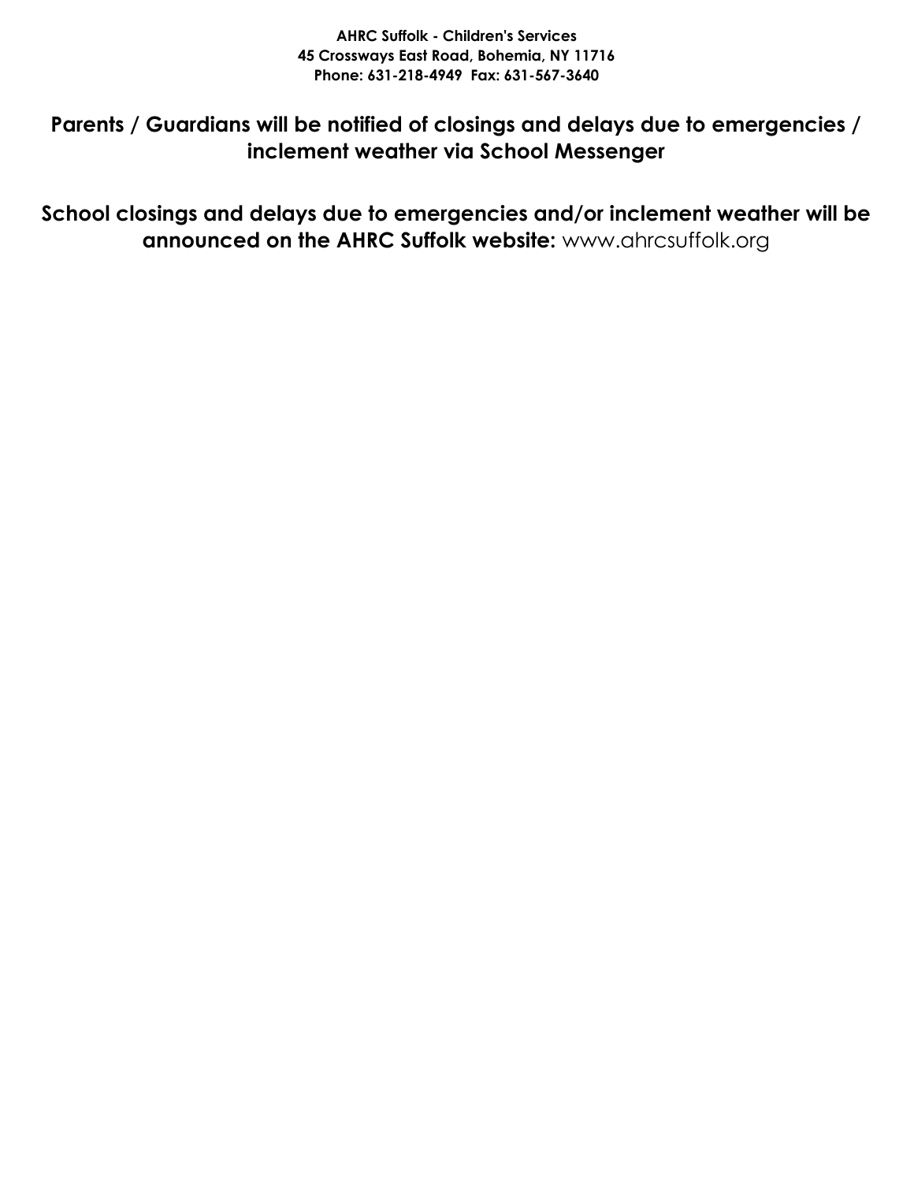**AHRC Suffolk - Children's Services**
**45 Crossways East Road, Bohemia, NY 11716**
**Phone: 631-218-4949 Fax: 631-567-3640**

## Parents / Guardians will be notified of closings and delays due to emergencies / inclement weather via School Messenger

## School closings and delays due to emergencies and/or inclement weather will be announced on the AHRC Suffolk website: www.ahrcsuffolk.org